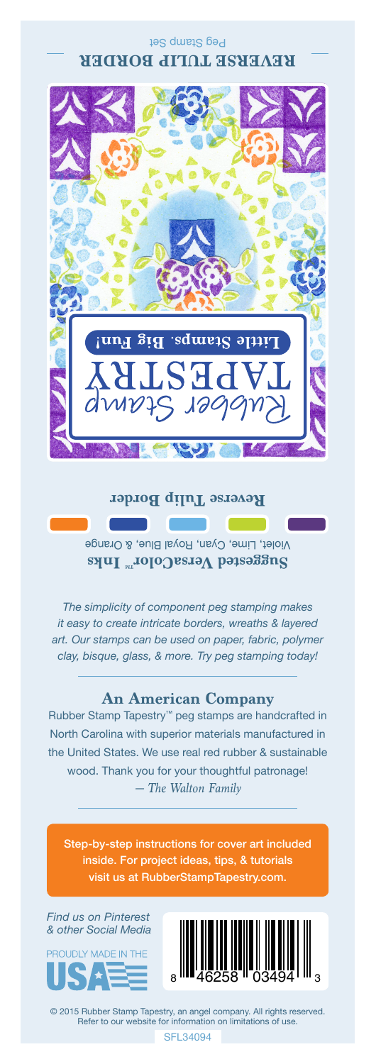Peg Stamp Set

# REVERSE TULIP BORDER

Rubber Stamp TAPESTRY

**Little Stamps. Big Fun!**

**Reverse Tulip Border**

**Suggested VersaColor™ Inks**

Violet, Lime, Cyan, Royal Blue, & Orange

*The simplicity of component peg stamping makes it easy to create intricate borders, wreaths & layered art. Our stamps can be used on paper, fabric, polymer clay, bisque, glass, & more. Try peg stamping today!*

## An American Company

Rubber Stamp Tapestry™ peg stamps are handcrafted in North Carolina with superior materials manufactured in the United States. We use real red rubber & sustainable wood. Thank you for your thoughtful patronage!
*— The Walton Family*

Step-by-step instructions for cover art included inside. For project ideas, tips, & tutorials visit us at RubberStampTapestry.com.

*Find us on Pinterest & other Social Media*

PROUDLY MADE IN THE USA

8 46258 03494 3

© 2015 Rubber Stamp Tapestry, an angel company. All rights reserved. Refer to our website for information on limitations of use.

SFL34094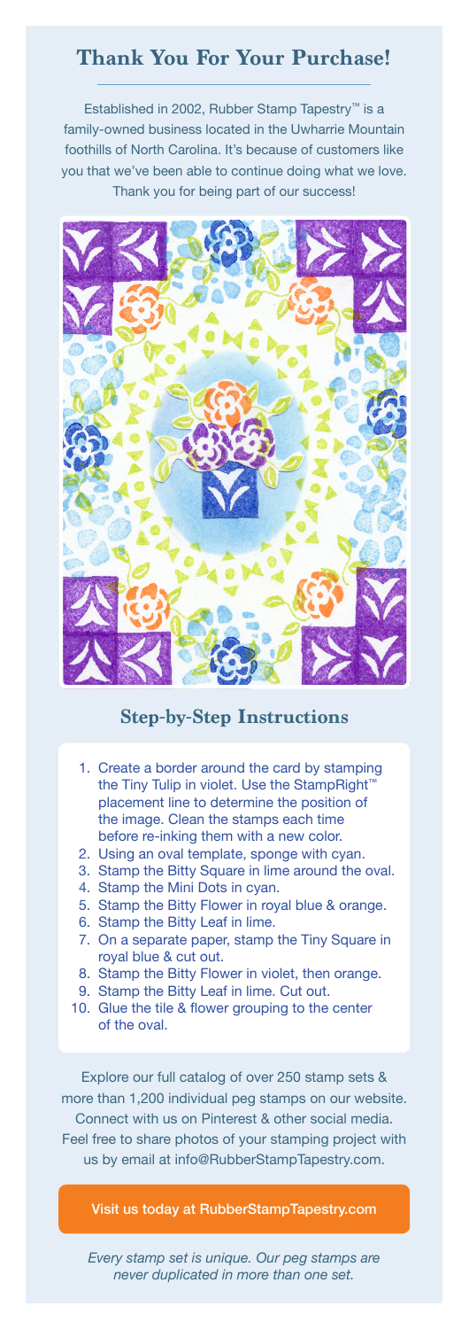## Thank You For Your Purchase!

Established in 2002, Rubber Stamp Tapestry™ is a family-owned business located in the Uwharrie Mountain foothills of North Carolina. It's because of customers like you that we've been able to continue doing what we love. Thank you for being part of our success!

### Step-by-Step Instructions

1. Create a border around the card by stamping the Tiny Tulip in violet. Use the StampRight™ placement line to determine the position of the image. Clean the stamps each time before re-inking them with a new color.
2. Using an oval template, sponge with cyan.
3. Stamp the Bitty Square in lime around the oval.
4. Stamp the Mini Dots in cyan.
5. Stamp the Bitty Flower in royal blue & orange.
6. Stamp the Bitty Leaf in lime.
7. On a separate paper, stamp the Tiny Square in royal blue & cut out.
8. Stamp the Bitty Flower in violet, then orange.
9. Stamp the Bitty Leaf in lime. Cut out.
10. Glue the tile & flower grouping to the center of the oval.

Explore our full catalog of over 250 stamp sets & more than 1,200 individual peg stamps on our website. Connect with us on Pinterest & other social media. Feel free to share photos of your stamping project with us by email at info@RubberStampTapestry.com.

Visit us today at RubberStampTapestry.com

*Every stamp set is unique. Our peg stamps are never duplicated in more than one set.*